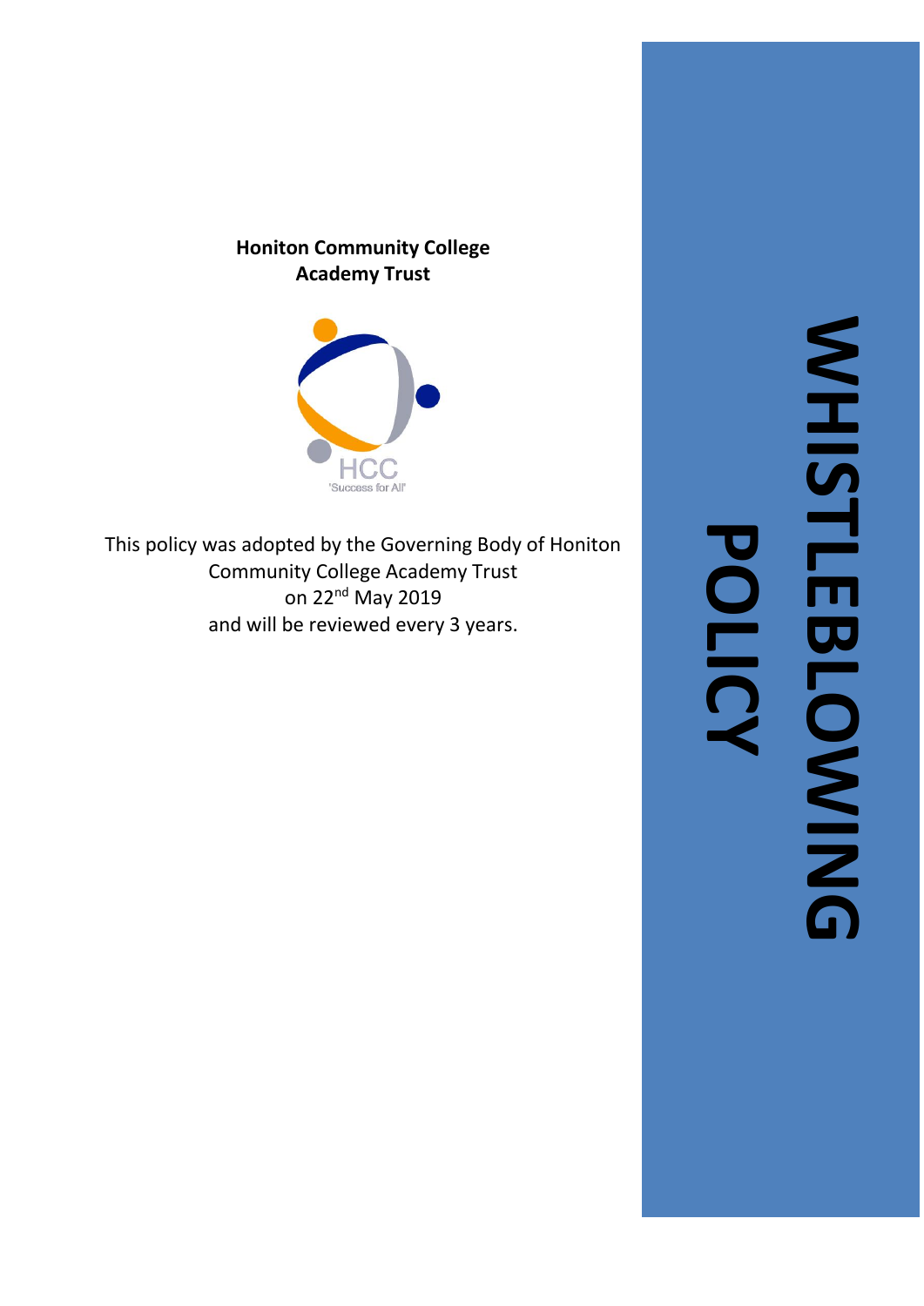**Honiton Community College Academy Trust**

HCC
'Success for All'

This policy was adopted by the Governing Body of Honiton Community College Academy Trust on 22nd May 2019 and will be reviewed every 3 years.

# WHISTLEBLOWING POLICY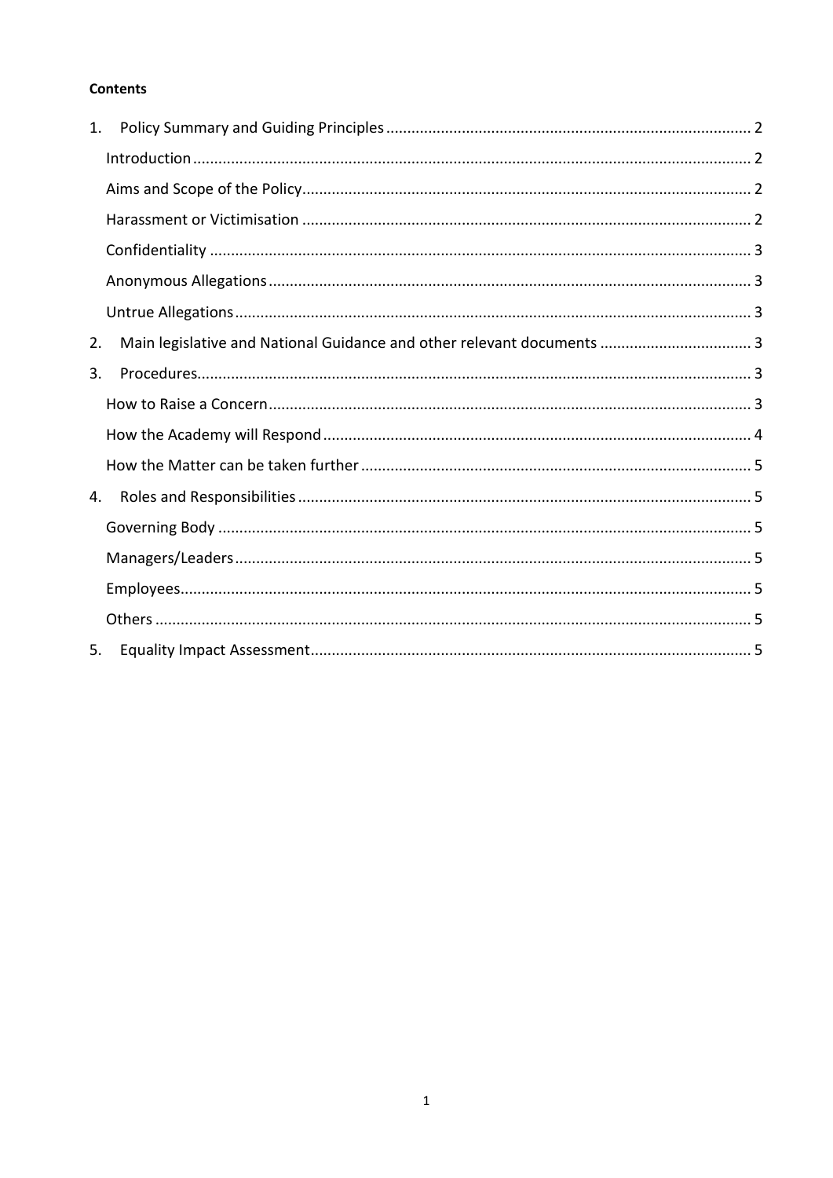**Contents**

1. Policy Summary and Guiding Principles ..................................................................................... 2
    - Introduction .................................................................................................................................. 2
    - Aims and Scope of the Policy ......................................................................................................... 2
    - Harassment or Victimisation .......................................................................................................... 2
    - Confidentiality ............................................................................................................................... 3
    - Anonymous Allegations ................................................................................................................. 3
    - Untrue Allegations ......................................................................................................................... 3
2. Main legislative and National Guidance and other relevant documents .................................... 3
3. Procedures.................................................................................................................................. 3
    - How to Raise a Concern ................................................................................................................. 3
    - How the Academy will Respond .................................................................................................... 4
    - How the Matter can be taken further ............................................................................................ 5
4. Roles and Responsibilities .......................................................................................................... 5
    - Governing Body ............................................................................................................................. 5
    - Managers/Leaders ......................................................................................................................... 5
    - Employees ...................................................................................................................................... 5
    - Others ............................................................................................................................................ 5
5. Equality Impact Assessment ....................................................................................................... 5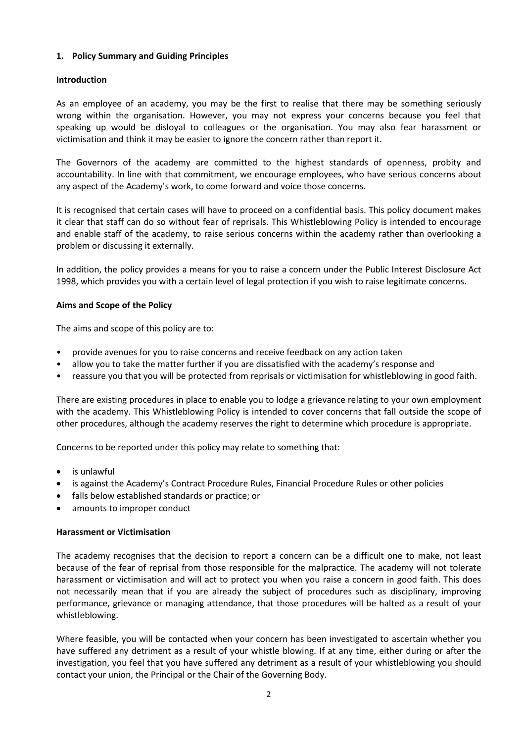## 1. Policy Summary and Guiding Principles

### Introduction

As an employee of an academy, you may be the first to realise that there may be something seriously wrong within the organisation. However, you may not express your concerns because you feel that speaking up would be disloyal to colleagues or the organisation. You may also fear harassment or victimisation and think it may be easier to ignore the concern rather than report it.

The Governors of the academy are committed to the highest standards of openness, probity and accountability. In line with that commitment, we encourage employees, who have serious concerns about any aspect of the Academy's work, to come forward and voice those concerns.

It is recognised that certain cases will have to proceed on a confidential basis. This policy document makes it clear that staff can do so without fear of reprisals. This Whistleblowing Policy is intended to encourage and enable staff of the academy, to raise serious concerns within the academy rather than overlooking a problem or discussing it externally.

In addition, the policy provides a means for you to raise a concern under the Public Interest Disclosure Act 1998, which provides you with a certain level of legal protection if you wish to raise legitimate concerns.

### Aims and Scope of the Policy

The aims and scope of this policy are to:

- provide avenues for you to raise concerns and receive feedback on any action taken
- allow you to take the matter further if you are dissatisfied with the academy's response and
- reassure you that you will be protected from reprisals or victimisation for whistleblowing in good faith.

There are existing procedures in place to enable you to lodge a grievance relating to your own employment with the academy. This Whistleblowing Policy is intended to cover concerns that fall outside the scope of other procedures, although the academy reserves the right to determine which procedure is appropriate.

Concerns to be reported under this policy may relate to something that:

- is unlawful
- is against the Academy's Contract Procedure Rules, Financial Procedure Rules or other policies
- falls below established standards or practice; or
- amounts to improper conduct

### Harassment or Victimisation

The academy recognises that the decision to report a concern can be a difficult one to make, not least because of the fear of reprisal from those responsible for the malpractice. The academy will not tolerate harassment or victimisation and will act to protect you when you raise a concern in good faith. This does not necessarily mean that if you are already the subject of procedures such as disciplinary, improving performance, grievance or managing attendance, that those procedures will be halted as a result of your whistleblowing.

Where feasible, you will be contacted when your concern has been investigated to ascertain whether you have suffered any detriment as a result of your whistle blowing. If at any time, either during or after the investigation, you feel that you have suffered any detriment as a result of your whistleblowing you should contact your union, the Principal or the Chair of the Governing Body.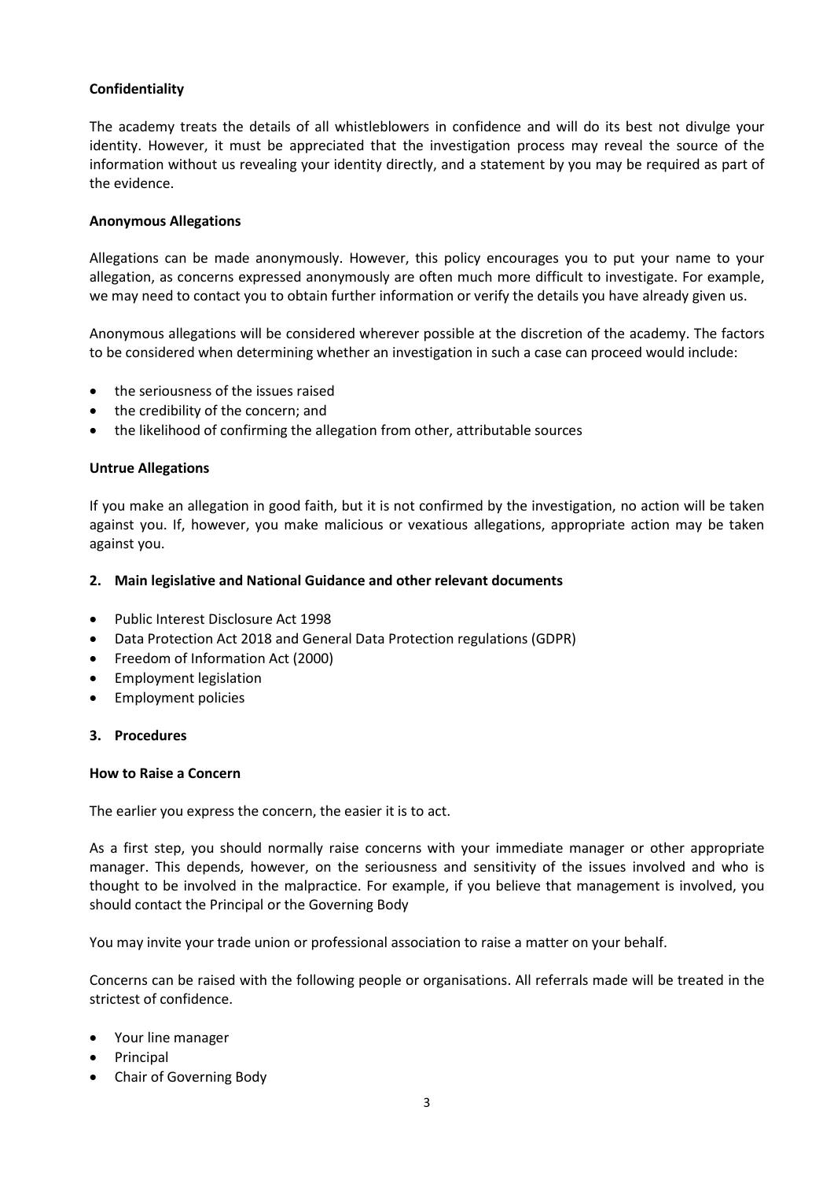**Confidentiality**

The academy treats the details of all whistleblowers in confidence and will do its best not divulge your identity. However, it must be appreciated that the investigation process may reveal the source of the information without us revealing your identity directly, and a statement by you may be required as part of the evidence.

**Anonymous Allegations**

Allegations can be made anonymously. However, this policy encourages you to put your name to your allegation, as concerns expressed anonymously are often much more difficult to investigate. For example, we may need to contact you to obtain further information or verify the details you have already given us.

Anonymous allegations will be considered wherever possible at the discretion of the academy. The factors to be considered when determining whether an investigation in such a case can proceed would include:

- the seriousness of the issues raised
- the credibility of the concern; and
- the likelihood of confirming the allegation from other, attributable sources

**Untrue Allegations**

If you make an allegation in good faith, but it is not confirmed by the investigation, no action will be taken against you. If, however, you make malicious or vexatious allegations, appropriate action may be taken against you.

## 2. Main legislative and National Guidance and other relevant documents

- Public Interest Disclosure Act 1998
- Data Protection Act 2018 and General Data Protection regulations (GDPR)
- Freedom of Information Act (2000)
- Employment legislation
- Employment policies

## 3. Procedures

**How to Raise a Concern**

The earlier you express the concern, the easier it is to act.

As a first step, you should normally raise concerns with your immediate manager or other appropriate manager. This depends, however, on the seriousness and sensitivity of the issues involved and who is thought to be involved in the malpractice. For example, if you believe that management is involved, you should contact the Principal or the Governing Body

You may invite your trade union or professional association to raise a matter on your behalf.

Concerns can be raised with the following people or organisations. All referrals made will be treated in the strictest of confidence.

- Your line manager
- Principal
- Chair of Governing Body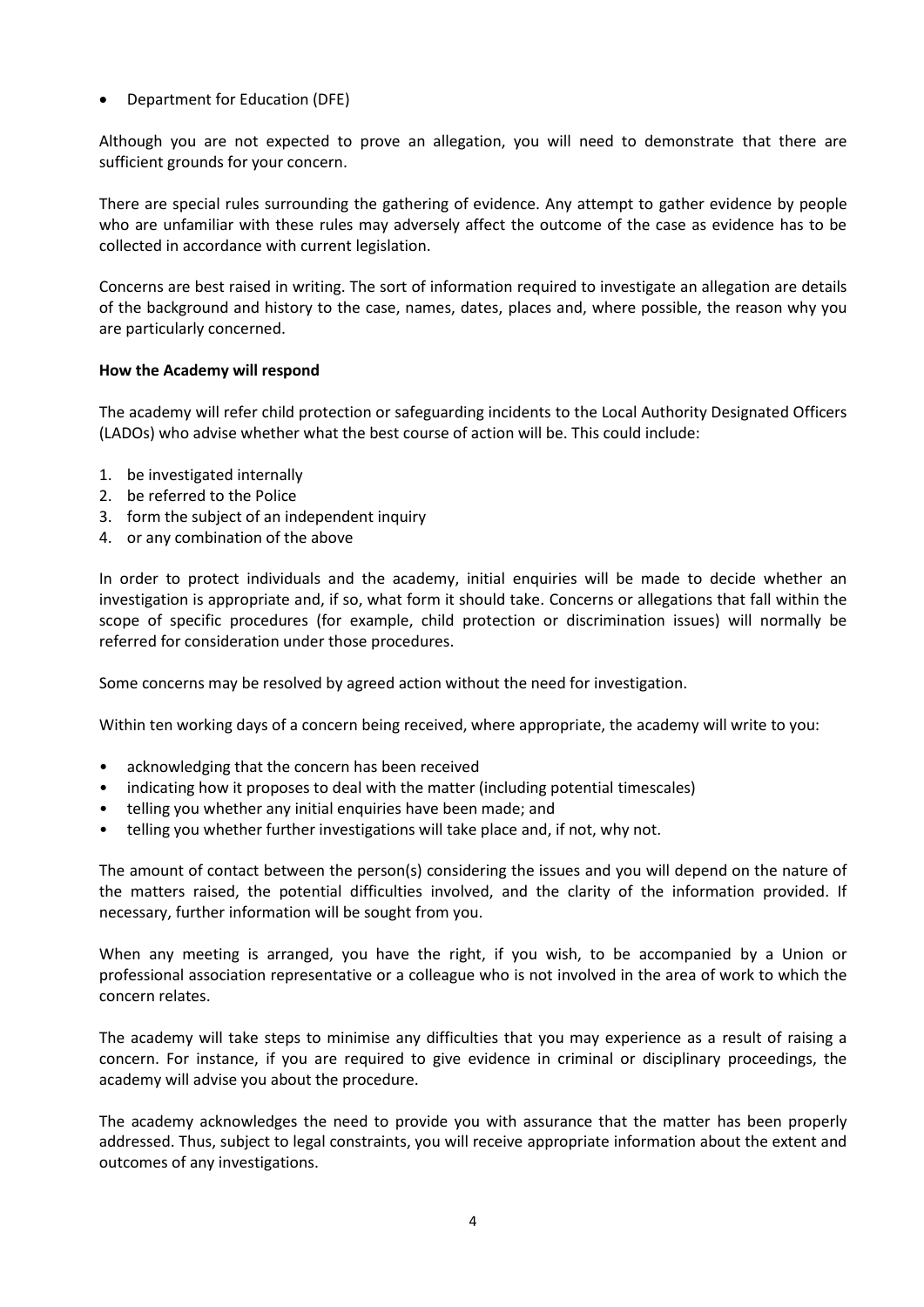- Department for Education (DFE)

Although you are not expected to prove an allegation, you will need to demonstrate that there are sufficient grounds for your concern.

There are special rules surrounding the gathering of evidence. Any attempt to gather evidence by people who are unfamiliar with these rules may adversely affect the outcome of the case as evidence has to be collected in accordance with current legislation.

Concerns are best raised in writing. The sort of information required to investigate an allegation are details of the background and history to the case, names, dates, places and, where possible, the reason why you are particularly concerned.

**How the Academy will respond**

The academy will refer child protection or safeguarding incidents to the Local Authority Designated Officers (LADOs) who advise whether what the best course of action will be. This could include:

1. be investigated internally
2. be referred to the Police
3. form the subject of an independent inquiry
4. or any combination of the above

In order to protect individuals and the academy, initial enquiries will be made to decide whether an investigation is appropriate and, if so, what form it should take. Concerns or allegations that fall within the scope of specific procedures (for example, child protection or discrimination issues) will normally be referred for consideration under those procedures.

Some concerns may be resolved by agreed action without the need for investigation.

Within ten working days of a concern being received, where appropriate, the academy will write to you:

- acknowledging that the concern has been received
- indicating how it proposes to deal with the matter (including potential timescales)
- telling you whether any initial enquiries have been made; and
- telling you whether further investigations will take place and, if not, why not.

The amount of contact between the person(s) considering the issues and you will depend on the nature of the matters raised, the potential difficulties involved, and the clarity of the information provided. If necessary, further information will be sought from you.

When any meeting is arranged, you have the right, if you wish, to be accompanied by a Union or professional association representative or a colleague who is not involved in the area of work to which the concern relates.

The academy will take steps to minimise any difficulties that you may experience as a result of raising a concern. For instance, if you are required to give evidence in criminal or disciplinary proceedings, the academy will advise you about the procedure.

The academy acknowledges the need to provide you with assurance that the matter has been properly addressed. Thus, subject to legal constraints, you will receive appropriate information about the extent and outcomes of any investigations.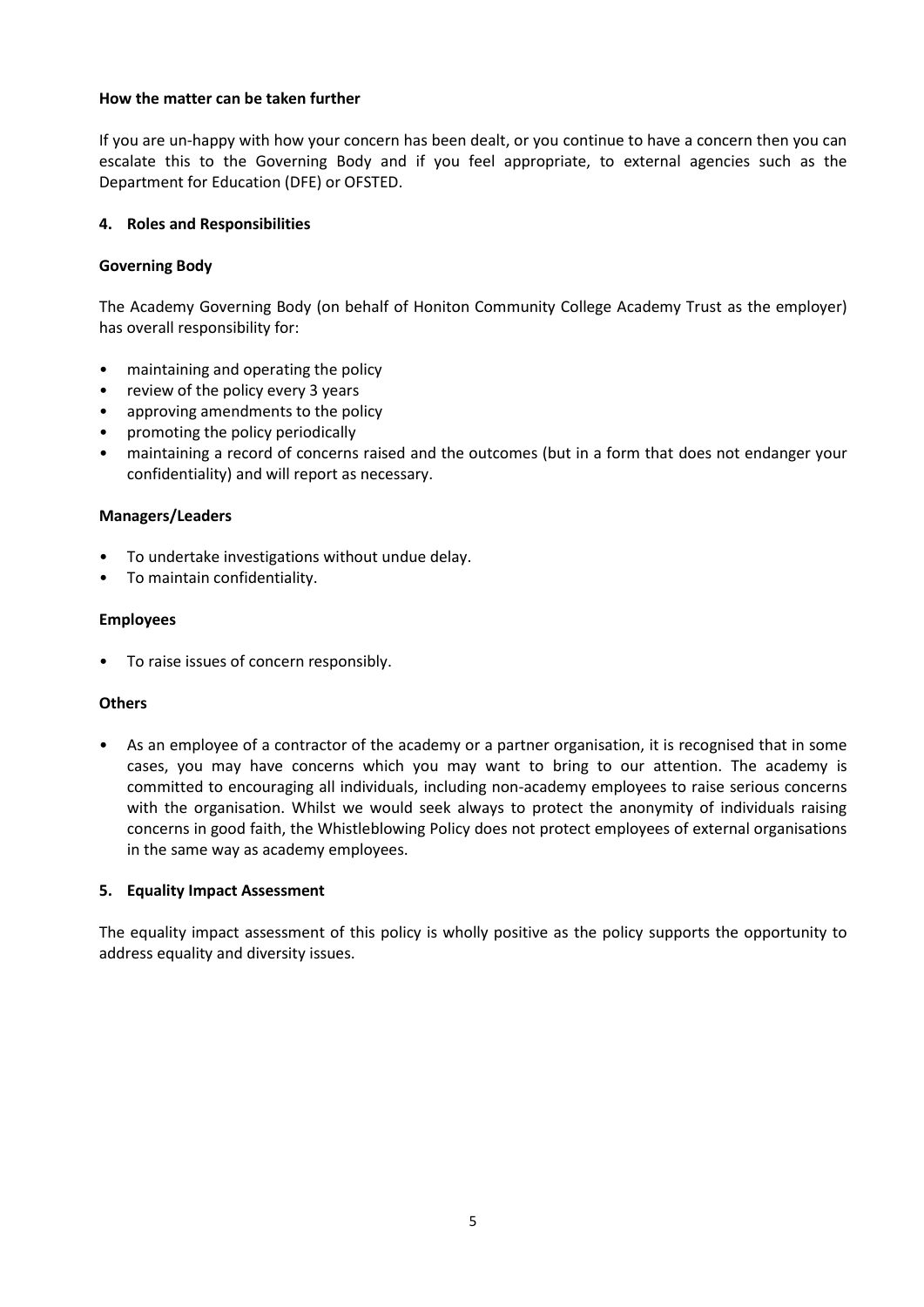**How the matter can be taken further**

If you are un-happy with how your concern has been dealt, or you continue to have a concern then you can escalate this to the Governing Body and if you feel appropriate, to external agencies such as the Department for Education (DFE) or OFSTED.

## 4. Roles and Responsibilities

**Governing Body**

The Academy Governing Body (on behalf of Honiton Community College Academy Trust as the employer) has overall responsibility for:

- maintaining and operating the policy
- review of the policy every 3 years
- approving amendments to the policy
- promoting the policy periodically
- maintaining a record of concerns raised and the outcomes (but in a form that does not endanger your confidentiality) and will report as necessary.

**Managers/Leaders**

- To undertake investigations without undue delay.
- To maintain confidentiality.

**Employees**

- To raise issues of concern responsibly.

**Others**

- As an employee of a contractor of the academy or a partner organisation, it is recognised that in some cases, you may have concerns which you may want to bring to our attention. The academy is committed to encouraging all individuals, including non-academy employees to raise serious concerns with the organisation. Whilst we would seek always to protect the anonymity of individuals raising concerns in good faith, the Whistleblowing Policy does not protect employees of external organisations in the same way as academy employees.

## 5. Equality Impact Assessment

The equality impact assessment of this policy is wholly positive as the policy supports the opportunity to address equality and diversity issues.